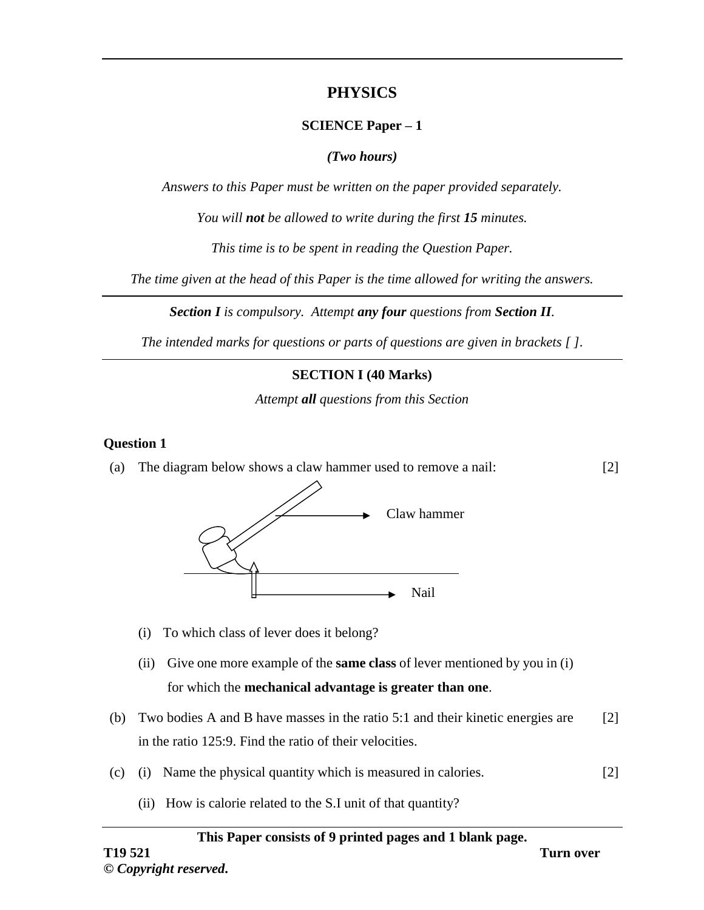# PHYSICS

**SCIENCE Paper – 1**

***(Two hours)***

*Answers to this Paper must be written on the paper provided separately.*

*You will **not** be allowed to write during the first **15** minutes.*

*This time is to be spent in reading the Question Paper.*

*The time given at the head of this Paper is the time allowed for writing the answers.*

---

***Section I** is compulsory. Attempt **any four** questions from **Section II**.*

*The intended marks for questions or parts of questions are given in brackets [ ].*

---

## SECTION I (40 Marks)

*Attempt **all** questions from this Section*

### Question 1

(a) The diagram below shows a claw hammer used to remove a nail: [2]

Claw hammer

Nail

(i) To which class of lever does it belong?

(ii) Give one more example of the **same class** of lever mentioned by you in (i) for which the **mechanical advantage is greater than one**.

(b) Two bodies A and B have masses in the ratio 5:1 and their kinetic energies are in the ratio 125:9. Find the ratio of their velocities. [2]

(c) (i) Name the physical quantity which is measured in calories. [2]

(ii) How is calorie related to the S.I unit of that quantity?

**This Paper consists of 9 printed pages and 1 blank page.**

**T19 521**

**© *Copyright reserved*.**

**Turn over**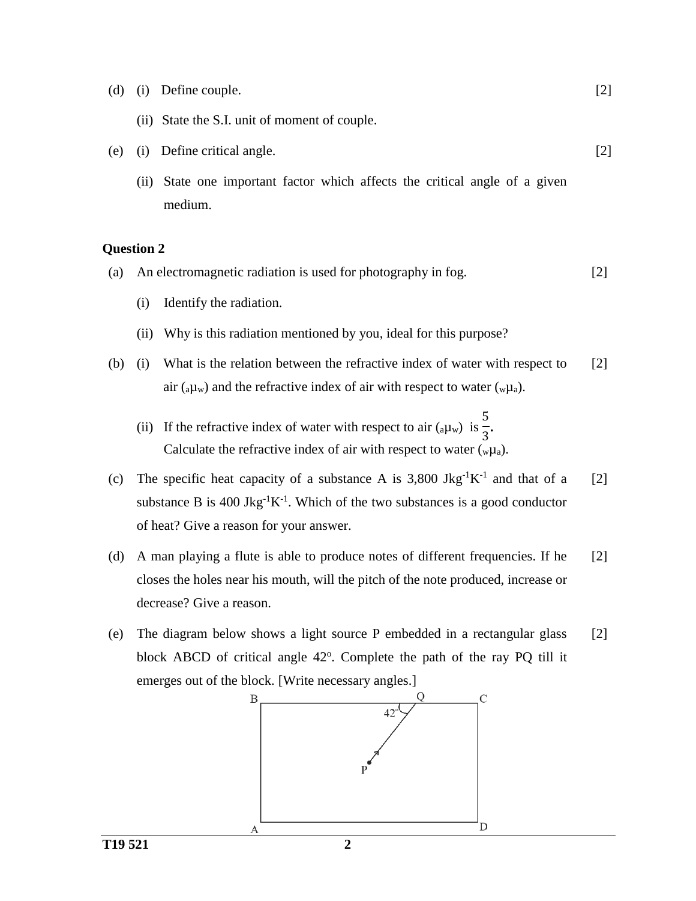(d) (i) Define couple. [2]

(ii) State the S.I. unit of moment of couple.

(e) (i) Define critical angle. [2]

(ii) State one important factor which affects the critical angle of a given medium.

**Question 2**

(a) An electromagnetic radiation is used for photography in fog. [2]

(i) Identify the radiation.

(ii) Why is this radiation mentioned by you, ideal for this purpose?

(b) (i) What is the relation between the refractive index of water with respect to air (${}_a\mu_w$) and the refractive index of air with respect to water (${}_w\mu_a$). [2]

(ii) If the refractive index of water with respect to air (${}_a\mu_w$) is $\frac{5}{3}$. Calculate the refractive index of air with respect to water (${}_w\mu_a$).

(c) The specific heat capacity of a substance A is 3,800 $Jkg^{-1}K^{-1}$ and that of a substance B is 400 $Jkg^{-1}K^{-1}$. Which of the two substances is a good conductor of heat? Give a reason for your answer. [2]

(d) A man playing a flute is able to produce notes of different frequencies. If he closes the holes near his mouth, will the pitch of the note produced, increase or decrease? Give a reason. [2]

(e) The diagram below shows a light source P embedded in a rectangular glass block ABCD of critical angle 42°. Complete the path of the ray PQ till it emerges out of the block. [Write necessary angles.] [2]

B Q C
42°
P
A D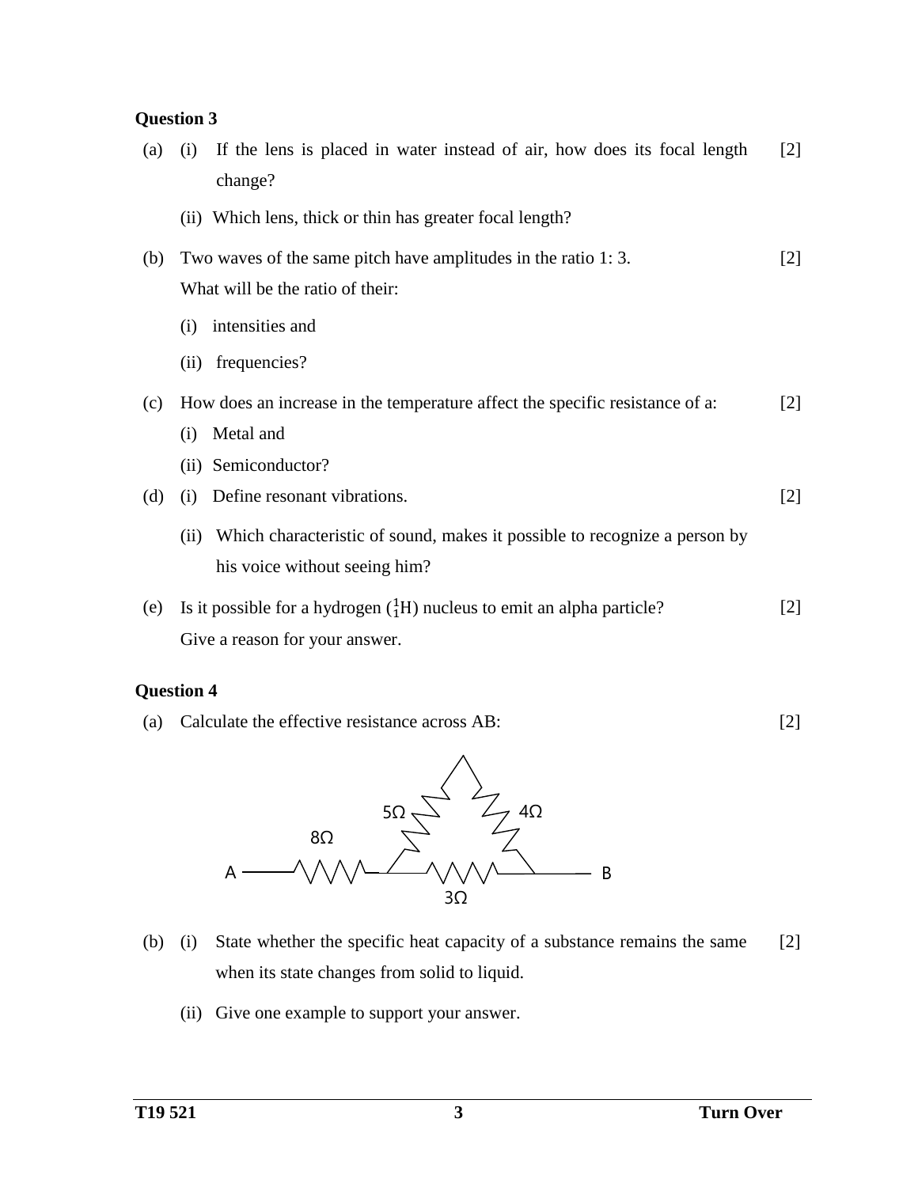**Question 3**

(a) (i) If the lens is placed in water instead of air, how does its focal length change? [2]

(ii) Which lens, thick or thin has greater focal length?

(b) Two waves of the same pitch have amplitudes in the ratio 1: 3. [2]
What will be the ratio of their:

(i) intensities and

(ii) frequencies?

(c) How does an increase in the temperature affect the specific resistance of a: [2]

(i) Metal and

(ii) Semiconductor?

(d) (i) Define resonant vibrations. [2]

(ii) Which characteristic of sound, makes it possible to recognize a person by his voice without seeing him?

(e) Is it possible for a hydrogen ($^1_1H$) nucleus to emit an alpha particle? [2]
Give a reason for your answer.

**Question 4**

(a) Calculate the effective resistance across AB: [2]

5Ω 4Ω
8Ω
A B
3Ω

(b) (i) State whether the specific heat capacity of a substance remains the same when its state changes from solid to liquid. [2]

(ii) Give one example to support your answer.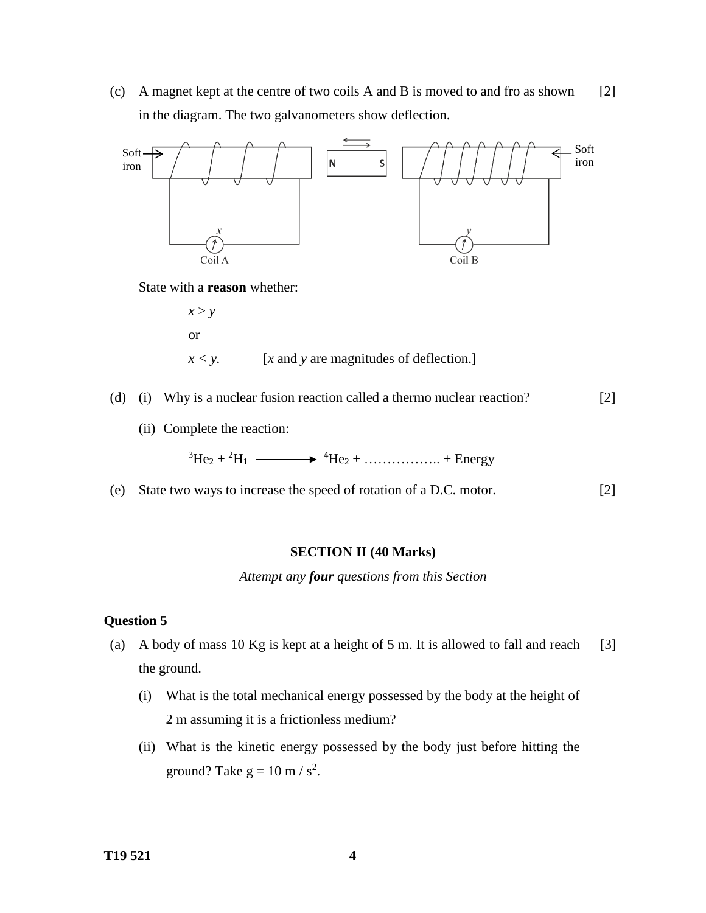(c) A magnet kept at the centre of two coils A and B is moved to and fro as shown in the diagram. The two galvanometers show deflection. [2]

State with a **reason** whether:

$x > y$

or

$x < y$. [$x$ and $y$ are magnitudes of deflection.]

(d) (i) Why is a nuclear fusion reaction called a thermo nuclear reaction? [2]

(ii) Complete the reaction:

$$^{3}He_{2} + {}^{2}H_{1} \longrightarrow {}^{4}He_{2} + \ldots\ldots\ldots\ldots\ldots\ldots + \text{Energy}$$

(e) State two ways to increase the speed of rotation of a D.C. motor. [2]

## SECTION II (40 Marks)

*Attempt any **four** questions from this Section*

### Question 5

(a) A body of mass 10 Kg is kept at a height of 5 m. It is allowed to fall and reach the ground. [3]

(i) What is the total mechanical energy possessed by the body at the height of 2 m assuming it is a frictionless medium?

(ii) What is the kinetic energy possessed by the body just before hitting the ground? Take $g = 10 \text{ m / s}^2$.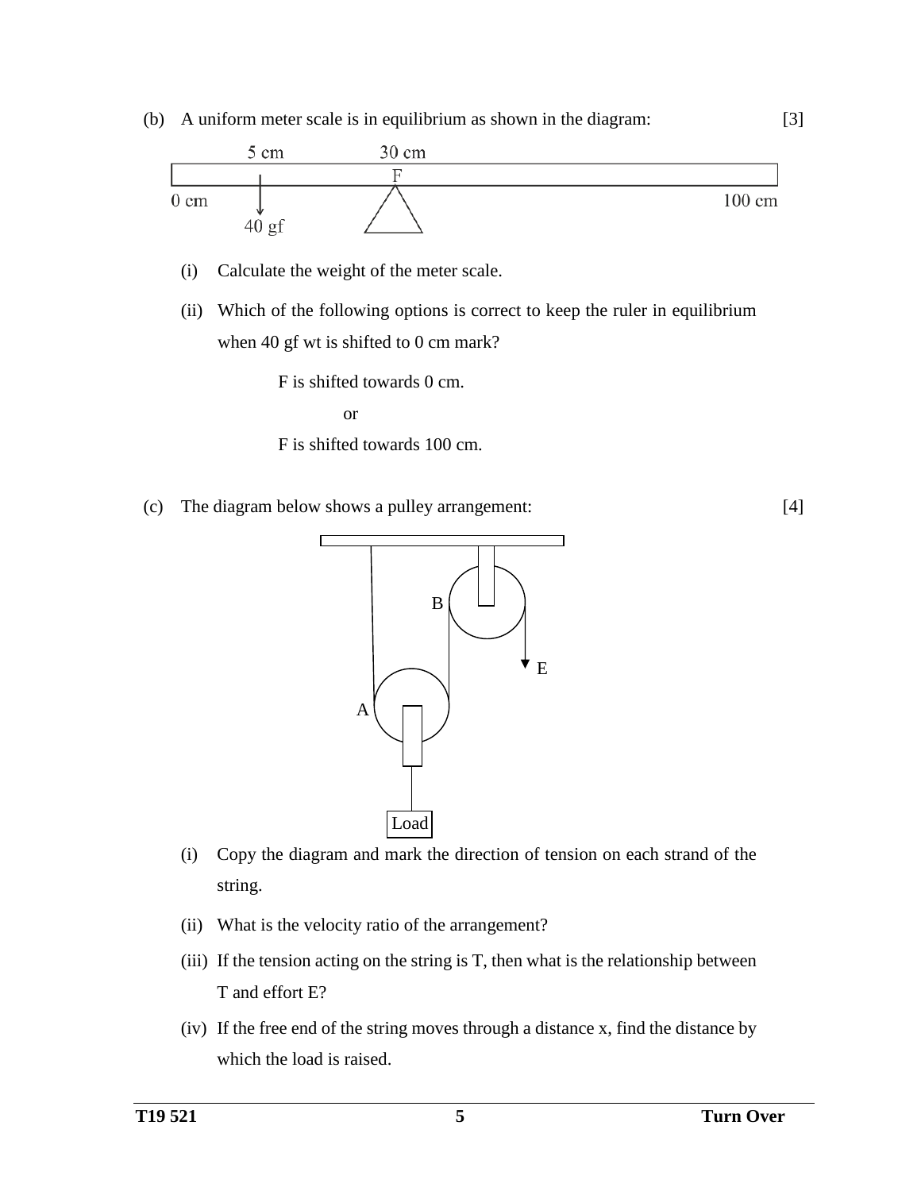(b) A uniform meter scale is in equilibrium as shown in the diagram: [3]

(i) Calculate the weight of the meter scale.

(ii) Which of the following options is correct to keep the ruler in equilibrium when 40 gf wt is shifted to 0 cm mark?

F is shifted towards 0 cm.

or

F is shifted towards 100 cm.

(c) The diagram below shows a pulley arrangement: [4]

(i) Copy the diagram and mark the direction of tension on each strand of the string.

(ii) What is the velocity ratio of the arrangement?

(iii) If the tension acting on the string is T, then what is the relationship between T and effort E?

(iv) If the free end of the string moves through a distance x, find the distance by which the load is raised.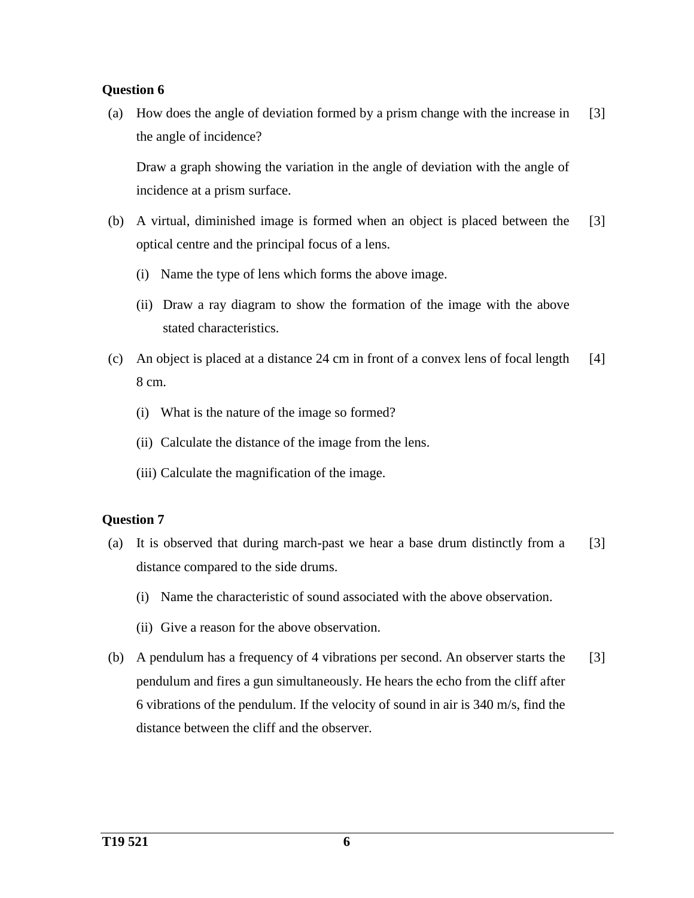**Question 6**

(a) How does the angle of deviation formed by a prism change with the increase in the angle of incidence? [3]

Draw a graph showing the variation in the angle of deviation with the angle of incidence at a prism surface.

(b) A virtual, diminished image is formed when an object is placed between the optical centre and the principal focus of a lens. [3]

(i) Name the type of lens which forms the above image.

(ii) Draw a ray diagram to show the formation of the image with the above stated characteristics.

(c) An object is placed at a distance 24 cm in front of a convex lens of focal length 8 cm. [4]

(i) What is the nature of the image so formed?

(ii) Calculate the distance of the image from the lens.

(iii) Calculate the magnification of the image.

**Question 7**

(a) It is observed that during march-past we hear a base drum distinctly from a distance compared to the side drums. [3]

(i) Name the characteristic of sound associated with the above observation.

(ii) Give a reason for the above observation.

(b) A pendulum has a frequency of 4 vibrations per second. An observer starts the pendulum and fires a gun simultaneously. He hears the echo from the cliff after 6 vibrations of the pendulum. If the velocity of sound in air is 340 m/s, find the distance between the cliff and the observer. [3]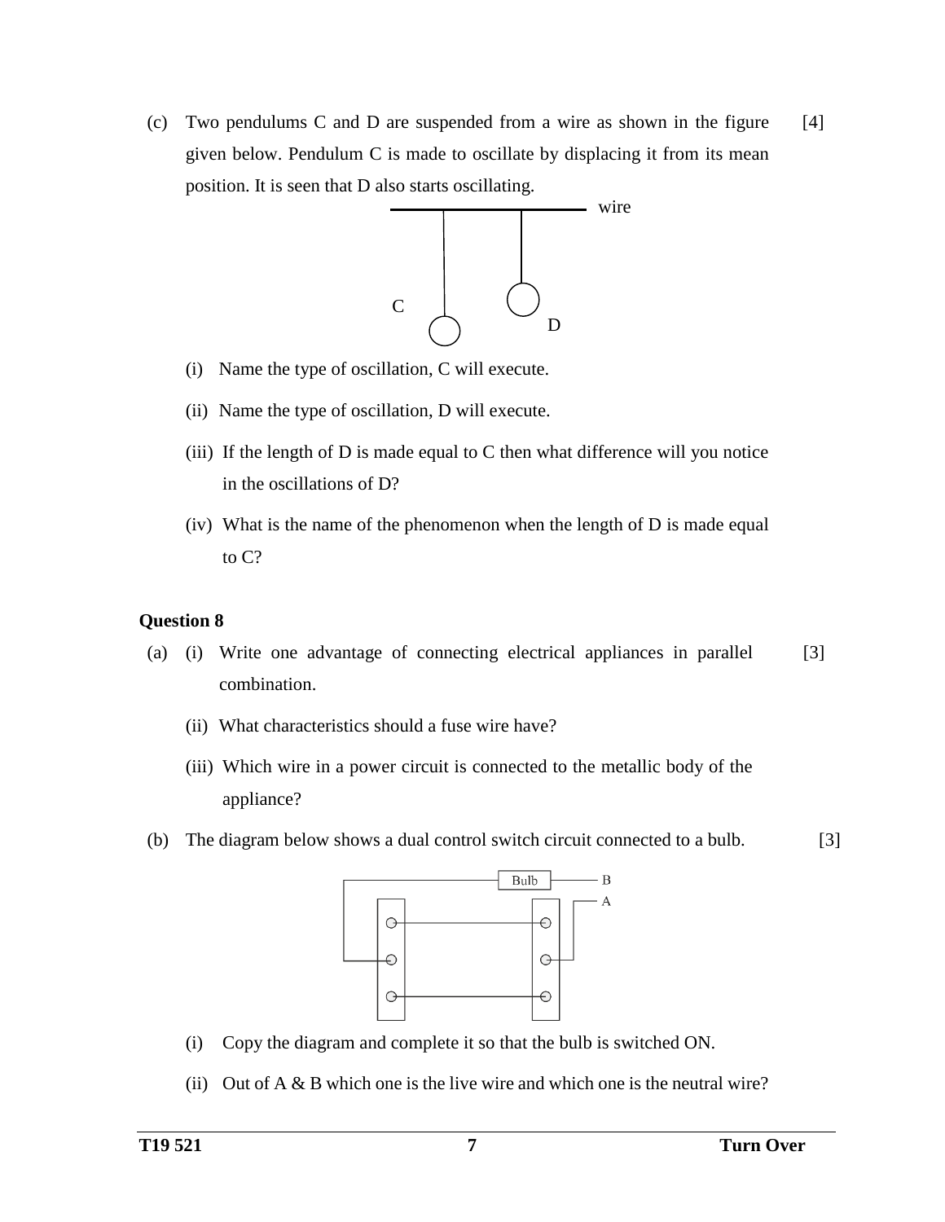(c) Two pendulums C and D are suspended from a wire as shown in the figure given below. Pendulum C is made to oscillate by displacing it from its mean position. It is seen that D also starts oscillating. [4]

(i) Name the type of oscillation, C will execute.

(ii) Name the type of oscillation, D will execute.

(iii) If the length of D is made equal to C then what difference will you notice in the oscillations of D?

(iv) What is the name of the phenomenon when the length of D is made equal to C?

**Question 8**

(a) (i) Write one advantage of connecting electrical appliances in parallel combination. [3]

(ii) What characteristics should a fuse wire have?

(iii) Which wire in a power circuit is connected to the metallic body of the appliance?

(b) The diagram below shows a dual control switch circuit connected to a bulb. [3]

(i) Copy the diagram and complete it so that the bulb is switched ON.

(ii) Out of A & B which one is the live wire and which one is the neutral wire?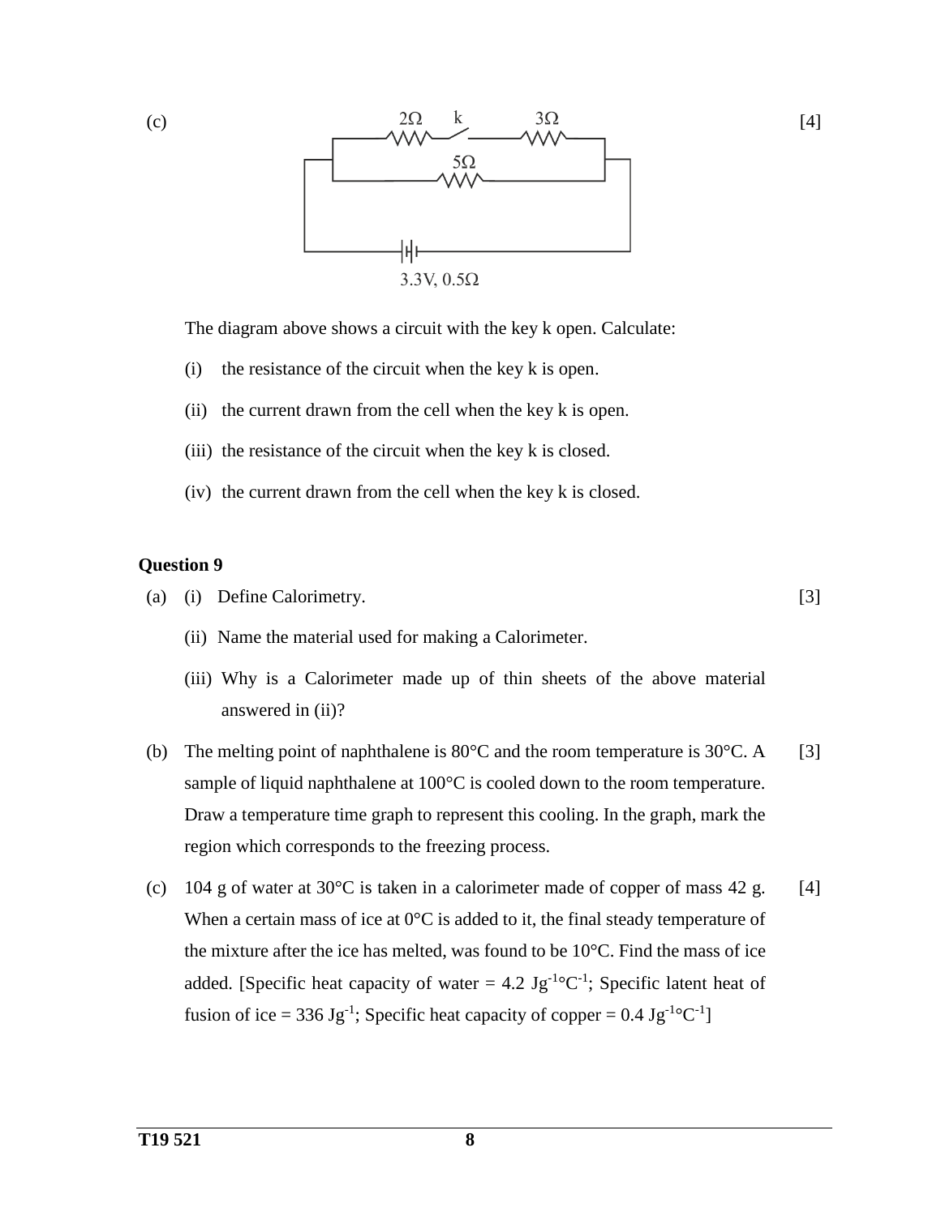(c) [4]

The diagram above shows a circuit with the key k open. Calculate:

(i) the resistance of the circuit when the key k is open.

(ii) the current drawn from the cell when the key k is open.

(iii) the resistance of the circuit when the key k is closed.

(iv) the current drawn from the cell when the key k is closed.

**Question 9**

(a) (i) Define Calorimetry. [3]

(ii) Name the material used for making a Calorimeter.

(iii) Why is a Calorimeter made up of thin sheets of the above material answered in (ii)?

(b) The melting point of naphthalene is 80°C and the room temperature is 30°C. A sample of liquid naphthalene at 100°C is cooled down to the room temperature. Draw a temperature time graph to represent this cooling. In the graph, mark the region which corresponds to the freezing process. [3]

(c) 104 g of water at 30°C is taken in a calorimeter made of copper of mass 42 g. When a certain mass of ice at 0°C is added to it, the final steady temperature of the mixture after the ice has melted, was found to be 10°C. Find the mass of ice added. [Specific heat capacity of water = 4.2 $Jg^{-1}°C^{-1}$; Specific latent heat of fusion of ice = 336 $Jg^{-1}$; Specific heat capacity of copper = 0.4 $Jg^{-1}°C^{-1}$] [4]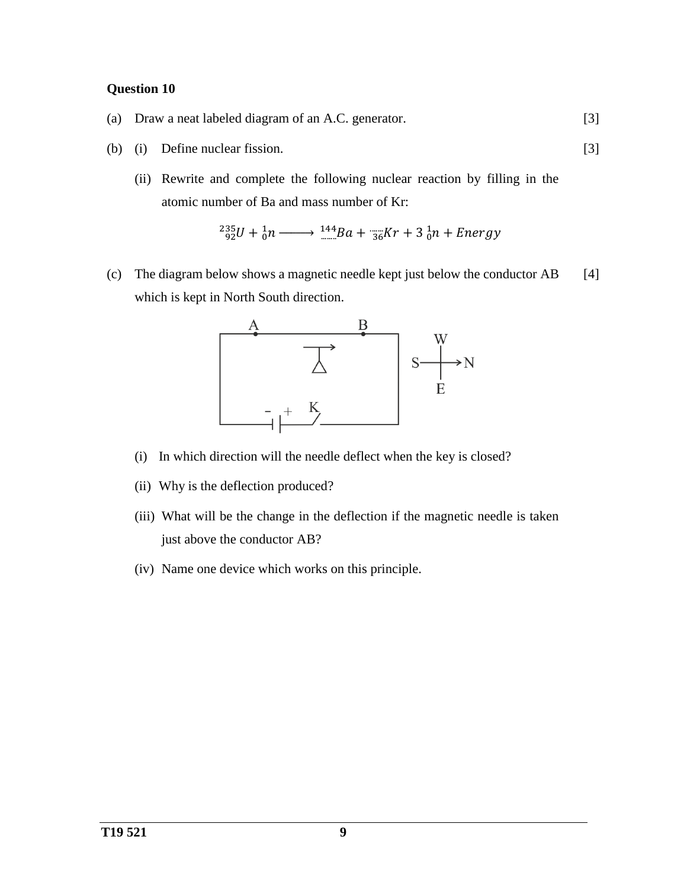**Question 10**

(a) Draw a neat labeled diagram of an A.C. generator. [3]

(b) (i) Define nuclear fission. [3]

(ii) Rewrite and complete the following nuclear reaction by filling in the atomic number of Ba and mass number of Kr:

$$^{235}_{92}U + ^{1}_{0}n \longrightarrow ^{144}_{\dots}Ba + ^{\dots}_{36}Kr + 3\,^{1}_{0}n + Energy$$

(c) The diagram below shows a magnetic needle kept just below the conductor AB which is kept in North South direction. [4]

A
B
W
S
N
E
K

(i) In which direction will the needle deflect when the key is closed?

(ii) Why is the deflection produced?

(iii) What will be the change in the deflection if the magnetic needle is taken just above the conductor AB?

(iv) Name one device which works on this principle.